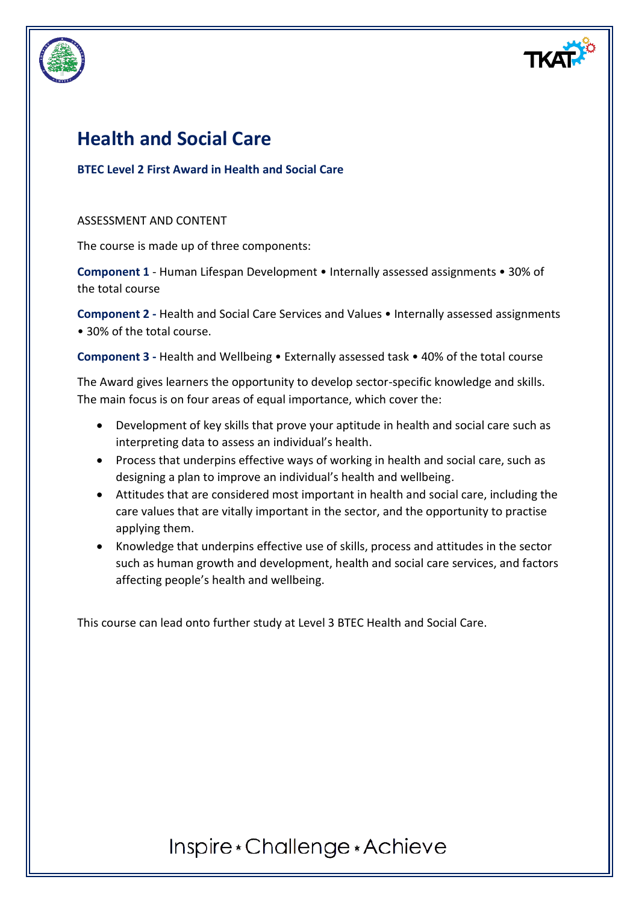# Health and Social Care

**BTEC Level 2 First Award in Health and Social Care**

ASSESSMENT AND CONTENT

The course is made up of three components:

**Component 1** - Human Lifespan Development • Internally assessed assignments • 30% of the total course

**Component 2 -** Health and Social Care Services and Values • Internally assessed assignments • 30% of the total course.

**Component 3 -** Health and Wellbeing • Externally assessed task • 40% of the total course

The Award gives learners the opportunity to develop sector-specific knowledge and skills. The main focus is on four areas of equal importance, which cover the:

- Development of key skills that prove your aptitude in health and social care such as interpreting data to assess an individual's health.
- Process that underpins effective ways of working in health and social care, such as designing a plan to improve an individual's health and wellbeing.
- Attitudes that are considered most important in health and social care, including the care values that are vitally important in the sector, and the opportunity to practise applying them.
- Knowledge that underpins effective use of skills, process and attitudes in the sector such as human growth and development, health and social care services, and factors affecting people's health and wellbeing.

This course can lead onto further study at Level 3 BTEC Health and Social Care.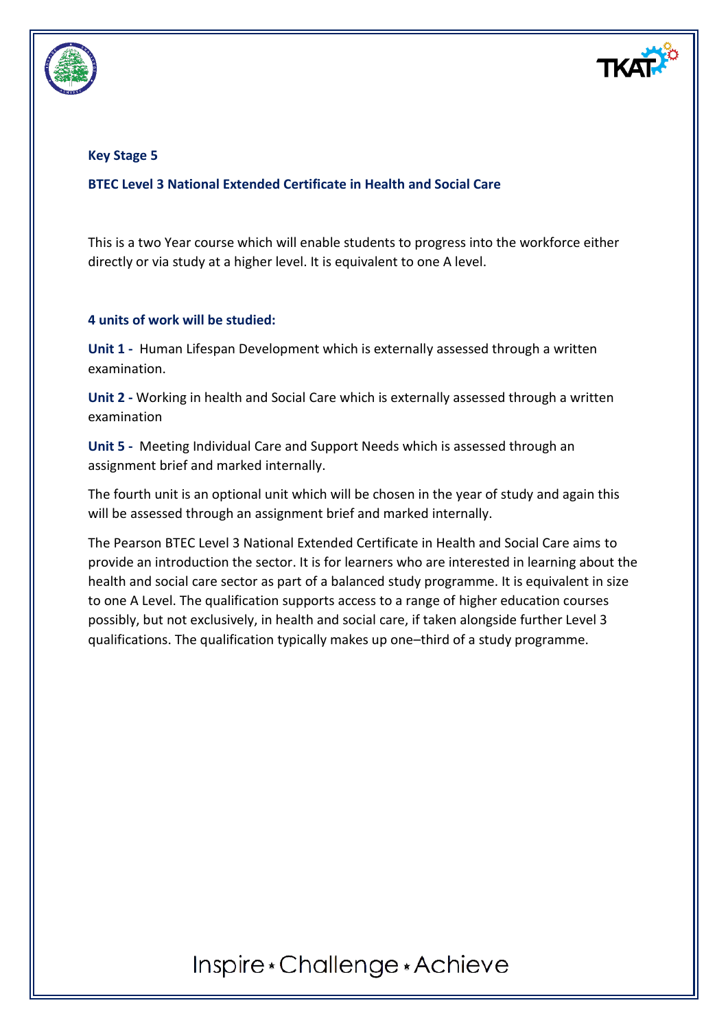**Key Stage 5**

**BTEC Level 3 National Extended Certificate in Health and Social Care**

This is a two Year course which will enable students to progress into the workforce either directly or via study at a higher level. It is equivalent to one A level.

**4 units of work will be studied:**

**Unit 1 -** Human Lifespan Development which is externally assessed through a written examination.

**Unit 2 -** Working in health and Social Care which is externally assessed through a written examination

**Unit 5 -** Meeting Individual Care and Support Needs which is assessed through an assignment brief and marked internally.

The fourth unit is an optional unit which will be chosen in the year of study and again this will be assessed through an assignment brief and marked internally.

The Pearson BTEC Level 3 National Extended Certificate in Health and Social Care aims to provide an introduction the sector. It is for learners who are interested in learning about the health and social care sector as part of a balanced study programme. It is equivalent in size to one A Level. The qualification supports access to a range of higher education courses possibly, but not exclusively, in health and social care, if taken alongside further Level 3 qualifications. The qualification typically makes up one–third of a study programme.